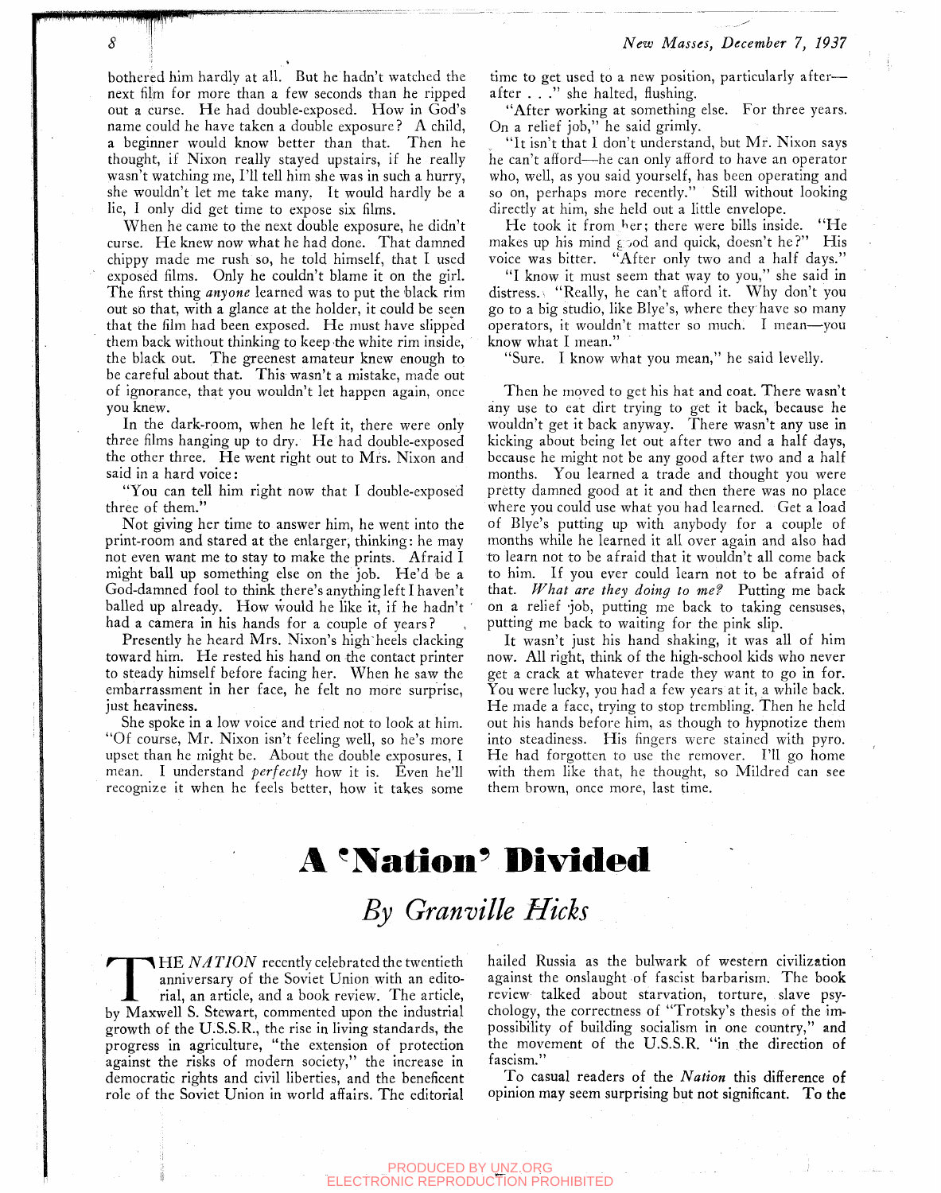bothered him hardly at all. But he hadn't watched the next film for more than a few seconds than he ripped out a curse. He had double-exposed. How in God's name could he have taken a double exposure? A child, a beginner would know better than that. Then he thought, if Nixon really stayed upstairs, if he really wasn't watching me, I'll tell him she was in such a hurry, she wouldn't let me take many. It would hardly be a lie, I only did get time to expose six films.

When he came to the next double exposure, he didn't curse. He knew now what he had done. That damned chippy made me rush so, he told himself, that I used exposed films. Only he couldn't blame it on the girl. The first thing *anyone* learned was to put the black rim out so that, with a glance at the holder, it could be seen that the film had been exposed. He must have slipped them back without thinking to keep the white rim inside, the black out. The greenest amateur knew enough to be careful about that. This wasn't a mistake, made out of ignorance, that you wouldn't let happen again, once you knew.

In the dark-room, when he left it, there were only three films hanging up to dry. He had double-exposed the other three. He went right out to Mrs. Nixon and said in a hard voice:

"You can tell him right now that I double-exposed three of them."

Not giving her time to answer him, he went into the print-room and stared at the enlarger, thinking: he may not even want me to stay to make the prints. Afraid I might ball up something else on the job. He'd be a God-damned fool to think there's anything left I haven't balled up already. How would he like it, if he hadn't had a camera in his hands for a couple of years?

Presently he heard Mrs. Nixon's high heels clacking toward him. He rested his hand on the contact printer to steady himself before facing her. When he saw the embarrassment in her face, he felt no more surprise, just heaviness.

She spoke in a low voice and tried not to look at him. "Of course, Mr. Nixon isn't feeling well, so he's more upset than he might be. About the double exposures, I mean. I understand *perfectly* how it is. Even he'll recognize it when he feels better, how it takes some time to get used to a new position, particularly after—after . . ." she halted, flushing.

"After working at something else. For three years. On a relief job," he said grimly.

"It isn't that I don't understand, but Mr. Nixon says he can't afford—he can only afford to have an operator who, well, as you said yourself, has been operating and so on, perhaps more recently." Still without looking directly at him, she held out a little envelope.

He took it from her; there were bills inside. "He makes up his mind good and quick, doesn't he?" His voice was bitter. "After only two and a half days."

"I know it must seem that way to you," she said in distress. "Really, he can't afford it. Why don't you go to a big studio, like Blye's, where they have so many operators, it wouldn't matter so much. I mean—you know what I mean."

"Sure. I know what you mean," he said levelly.

Then he moved to get his hat and coat. There wasn't any use to eat dirt trying to get it back, because he wouldn't get it back anyway. There wasn't any use in kicking about being let out after two and a half days, because he might not be any good after two and a half months. You learned a trade and thought you were pretty damned good at it and then there was no place where you could use what you had learned. Get a load of Blye's putting up with anybody for a couple of months while he learned it all over again and also had to learn not to be afraid that it wouldn't all come back to him. If you ever could learn not to be afraid of that. *What are they doing to me?* Putting me back on a relief job, putting me back to taking censuses, putting me back to waiting for the pink slip.

It wasn't just his hand shaking, it was all of him now. All right, think of the high-school kids who never get a crack at whatever trade they want to go in for. You were lucky, you had a few years at it, a while back. He made a face, trying to stop trembling. Then he held out his hands before him, as though to hypnotize them into steadiness. His fingers were stained with pyro. He had forgotten to use the remover. I'll go home with them like that, he thought, so Mildred can see them brown, once more, last time.

# A 'Nation' Divided

## *By Granville Hicks*

THE *NATION* recently celebrated the twentieth anniversary of the Soviet Union with an editorial, an article, and a book review. The article, by Maxwell S. Stewart, commented upon the industrial growth of the U.S.S.R., the rise in living standards, the progress in agriculture, "the extension of protection against the risks of modern society," the increase in democratic rights and civil liberties, and the beneficent role of the Soviet Union in world affairs. The editorial hailed Russia as the bulwark of western civilization against the onslaught of fascist barbarism. The book review talked about starvation, torture, slave psychology, the correctness of "Trotsky's thesis of the impossibility of building socialism in one country," and the movement of the U.S.S.R. "in the direction of fascism."

To casual readers of the *Nation* this difference of opinion may seem surprising but not significant. To the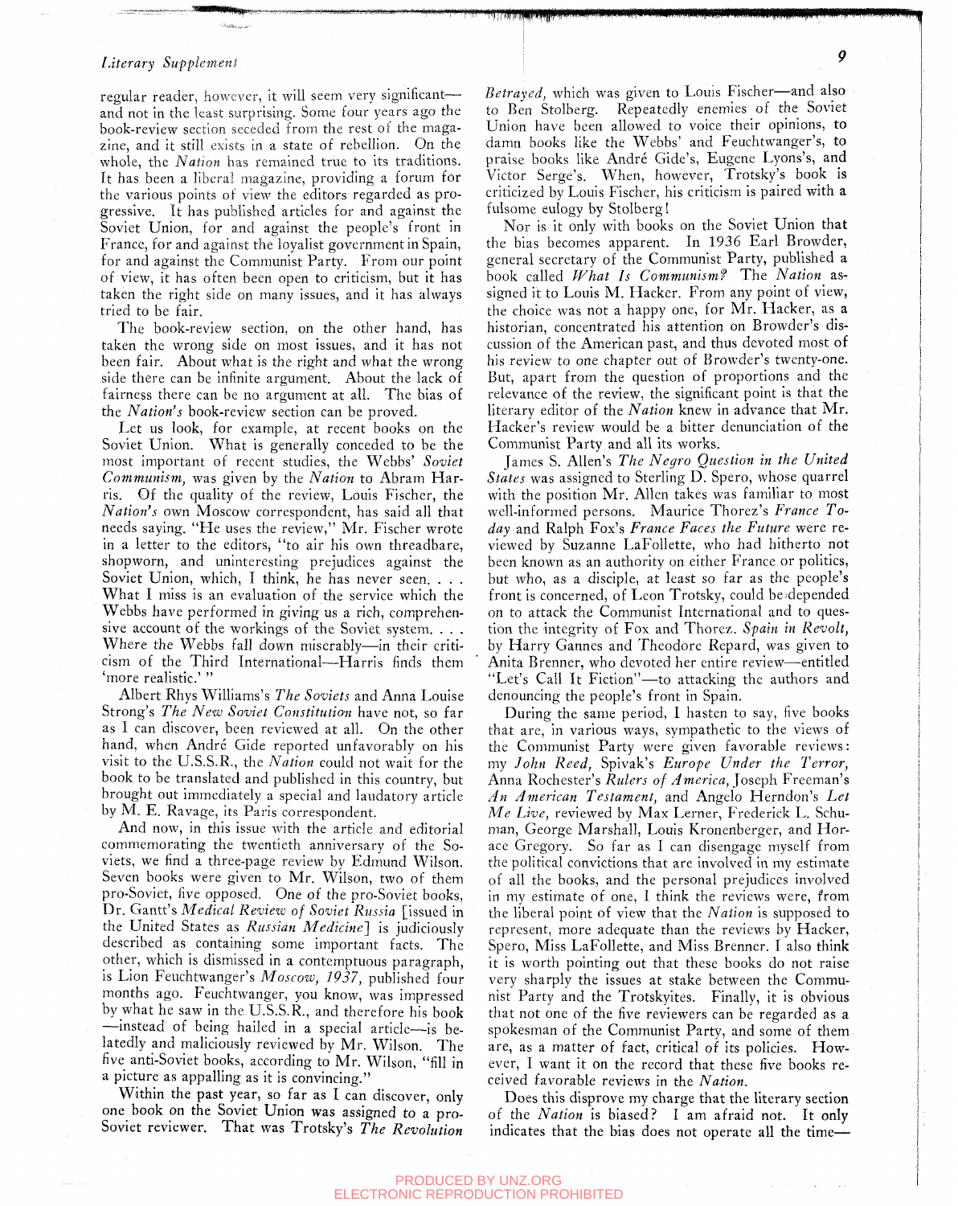regular reader, however, it will seem very significant—and not in the least surprising. Some four years ago the book-review section seceded from the rest of the magazine, and it still exists in a state of rebellion. On the whole, the *Nation* has remained true to its traditions. It has been a liberal magazine, providing a forum for the various points of view the editors regarded as progressive. It has published articles for and against the Soviet Union, for and against the people's front in France, for and against the loyalist government in Spain, for and against the Communist Party. From our point of view, it has often been open to criticism, but it has taken the right side on many issues, and it has always tried to be fair.

The book-review section, on the other hand, has taken the wrong side on most issues, and it has not been fair. About what is the right and what the wrong side there can be infinite argument. About the lack of fairness there can be no argument at all. The bias of the *Nation's* book-review section can be proved.

Let us look, for example, at recent books on the Soviet Union. What is generally conceded to be the most important of recent studies, the Webbs' *Soviet Communism,* was given by the *Nation* to Abram Harris. Of the quality of the review, Louis Fischer, the *Nation's* own Moscow correspondent, has said all that needs saying. "He uses the review," Mr. Fischer wrote in a letter to the editors, "to air his own threadbare, shopworn, and uninteresting prejudices against the Soviet Union, which, I think, he has never seen. . . . What I miss is an evaluation of the service which the Webbs have performed in giving us a rich, comprehensive account of the workings of the Soviet system. . . . Where the Webbs fall down miserably—in their criticism of the Third International—Harris finds them 'more realistic.' "

Albert Rhys Williams's *The Soviets* and Anna Louise Strong's *The New Soviet Constitution* have not, so far as I can discover, been reviewed at all. On the other hand, when André Gide reported unfavorably on his visit to the U.S.S.R., the *Nation* could not wait for the book to be translated and published in this country, but brought out immediately a special and laudatory article by M. E. Ravage, its Paris correspondent.

And now, in this issue with the article and editorial commemorating the twentieth anniversary of the Soviets, we find a three-page review by Edmund Wilson. Seven books were given to Mr. Wilson, two of them pro-Soviet, five opposed. One of the pro-Soviet books, Dr. Gantt's *Medical Review of Soviet Russia* [issued in the United States as *Russian Medicine*] is judiciously described as containing some important facts. The other, which is dismissed in a contemptuous paragraph, is Lion Feuchtwanger's *Moscow, 1937,* published four months ago. Feuchtwanger, you know, was impressed by what he saw in the U.S.S.R., and therefore his book—instead of being hailed in a special article—is belatedly and maliciously reviewed by Mr. Wilson. The five anti-Soviet books, according to Mr. Wilson, "fill in a picture as appalling as it is convincing."

Within the past year, so far as I can discover, only one book on the Soviet Union was assigned to a pro-Soviet reviewer. That was Trotsky's *The Revolution Betrayed,* which was given to Louis Fischer—and also to Ben Stolberg. Repeatedly enemies of the Soviet Union have been allowed to voice their opinions, to damn books like the Webbs' and Feuchtwanger's, to praise books like André Gide's, Eugene Lyons's, and Victor Serge's. When, however, Trotsky's book is criticized by Louis Fischer, his criticism is paired with a fulsome eulogy by Stolberg!

Nor is it only with books on the Soviet Union that the bias becomes apparent. In 1936 Earl Browder, general secretary of the Communist Party, published a book called *What Is Communism?* The *Nation* assigned it to Louis M. Hacker. From any point of view, the choice was not a happy one, for Mr. Hacker, as a historian, concentrated his attention on Browder's discussion of the American past, and thus devoted most of his review to one chapter out of Browder's twenty-one. But, apart from the question of proportions and the relevance of the review, the significant point is that the literary editor of the *Nation* knew in advance that Mr. Hacker's review would be a bitter denunciation of the Communist Party and all its works.

James S. Allen's *The Negro Question in the United States* was assigned to Sterling D. Spero, whose quarrel with the position Mr. Allen takes was familiar to most well-informed persons. Maurice Thorez's *France Today* and Ralph Fox's *France Faces the Future* were reviewed by Suzanne LaFollette, who had hitherto not been known as an authority on either France or politics, but who, as a disciple, at least so far as the people's front is concerned, of Leon Trotsky, could be depended on to attack the Communist International and to question the integrity of Fox and Thorez. *Spain in Revolt,* by Harry Gannes and Theodore Repard, was given to Anita Brenner, who devoted her entire review—entitled "Let's Call It Fiction"—to attacking the authors and denouncing the people's front in Spain.

During the same period, I hasten to say, five books that are, in various ways, sympathetic to the views of the Communist Party were given favorable reviews: my *John Reed,* Spivak's *Europe Under the Terror,* Anna Rochester's *Rulers of America,* Joseph Freeman's *An American Testament,* and Angelo Herndon's *Let Me Live,* reviewed by Max Lerner, Frederick L. Schuman, George Marshall, Louis Kronenberger, and Horace Gregory. So far as I can disengage myself from the political convictions that are involved in my estimate of all the books, and the personal prejudices involved in my estimate of one, I think the reviews were, from the liberal point of view that the *Nation* is supposed to represent, more adequate than the reviews by Hacker, Spero, Miss LaFollette, and Miss Brenner. I also think it is worth pointing out that these books do not raise very sharply the issues at stake between the Communist Party and the Trotskyites. Finally, it is obvious that not one of the five reviewers can be regarded as a spokesman of the Communist Party, and some of them are, as a matter of fact, critical of its policies. However, I want it on the record that these five books received favorable reviews in the *Nation.*

Does this disprove my charge that the literary section of the *Nation* is biased? I am afraid not. It only indicates that the bias does not operate all the time—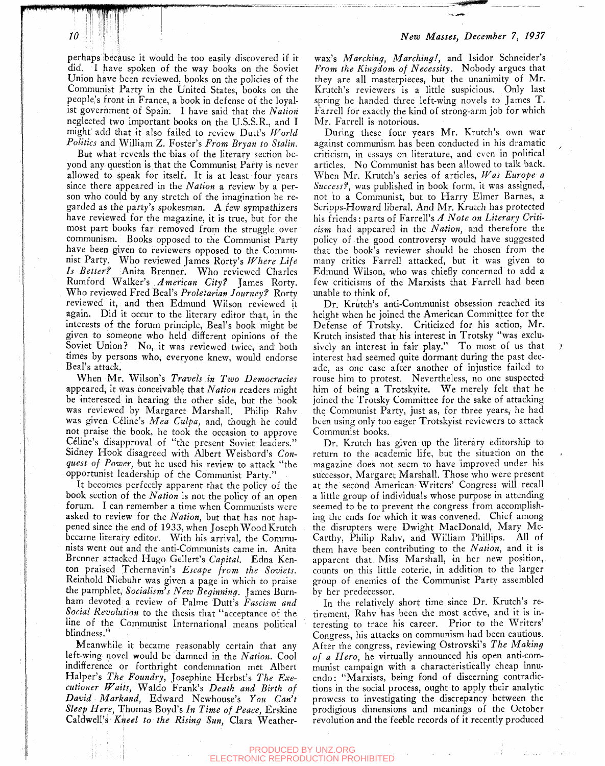perhaps because it would be too easily discovered if it did. I have spoken of the way books on the Soviet Union have been reviewed, books on the policies of the Communist Party in the United States, books on the people's front in France, a book in defense of the loyalist government of Spain. I have said that the *Nation* neglected two important books on the U.S.S.R., and I might add that it also failed to review Dutt's *World Politics* and William Z. Foster's *From Bryan to Stalin.*

But what reveals the bias of the literary section beyond any question is that the Communist Party is never allowed to speak for itself. It is at least four years since there appeared in the *Nation* a review by a person who could by any stretch of the imagination be regarded as the party's spokesman. A few sympathizers have reviewed for the magazine, it is true, but for the most part books far removed from the struggle over communism. Books opposed to the Communist Party have been given to reviewers opposed to the Communist Party. Who reviewed James Rorty's *Where Life Is Better?* Anita Brenner. Who reviewed Charles Rumford Walker's *American City?* James Rorty. Who reviewed Fred Beal's *Proletarian Journey?* Rorty reviewed it, and then Edmund Wilson reviewed it again. Did it occur to the literary editor that, in the interests of the forum principle, Beal's book might be given to someone who held different opinions of the Soviet Union? No, it was reviewed twice, and both times by persons who, everyone knew, would endorse Beal's attack.

When Mr. Wilson's *Travels in Two Democracies* appeared, it was conceivable that *Nation* readers might be interested in hearing the other side, but the book was reviewed by Margaret Marshall. Philip Rahv was given Céline's *Mea Culpa,* and, though he could not praise the book, he took the occasion to approve Céline's disapproval of "the present Soviet leaders." Sidney Hook disagreed with Albert Weisbord's *Conquest of Power,* but he used his review to attack "the opportunist leadership of the Communist Party."

It becomes perfectly apparent that the policy of the book section of the *Nation* is not the policy of an open forum. I can remember a time when Communists were asked to review for the *Nation,* but that has not happened since the end of 1933, when Joseph Wood Krutch became literary editor. With his arrival, the Communists went out and the anti-Communists came in. Anita Brenner attacked Hugo Gellert's *Capital.* Edna Kenton praised Tchernavin's *Escape from the Soviets.* Reinhold Niebuhr was given a page in which to praise the pamphlet, *Socialism's New Beginning.* James Burnham devoted a review of Palme Dutt's *Fascism and Social Revolution* to the thesis that "acceptance of the line of the Communist International means political blindness."

Meanwhile it became reasonably certain that any left-wing novel would be damned in the *Nation.* Cool indifference or forthright condemnation met Albert Halper's *The Foundry,* Josephine Herbst's *The Executioner Waits,* Waldo Frank's *Death and Birth of David Markand,* Edward Newhouse's *You Can't Sleep Here,* Thomas Boyd's *In Time of Peace,* Erskine Caldwell's *Kneel to the Rising Sun,* Clara Weatherwax's *Marching, Marching!,* and Isidor Schneider's *From the Kingdom of Necessity.* Nobody argues that they are all masterpieces, but the unanimity of Mr. Krutch's reviewers is a little suspicious. Only last spring he handed three left-wing novels to James T. Farrell for exactly the kind of strong-arm job for which Mr. Farrell is notorious.

During these four years Mr. Krutch's own war against communism has been conducted in his dramatic criticism, in essays on literature, and even in political articles. No Communist has been allowed to talk back. When Mr. Krutch's series of articles, *Was Europe a Success?,* was published in book form, it was assigned, not to a Communist, but to Harry Elmer Barnes, a Scripps-Howard liberal. And Mr. Krutch has protected his friends: parts of Farrell's *A Note on Literary Criticism* had appeared in the *Nation,* and therefore the policy of the good controversy would have suggested that the book's reviewer should be chosen from the many critics Farrell attacked, but it was given to Edmund Wilson, who was chiefly concerned to add a few criticisms of the Marxists that Farrell had been unable to think of.

Dr. Krutch's anti-Communist obsession reached its height when he joined the American Committee for the Defense of Trotsky. Criticized for his action, Mr. Krutch insisted that his interest in Trotsky "was exclusively an interest in fair play." To most of us that interest had seemed quite dormant during the past decade, as one case after another of injustice failed to rouse him to protest. Nevertheless, no one suspected him of being a Trotskyite. We merely felt that he joined the Trotsky Committee for the sake of attacking the Communist Party, just as, for three years, he had been using only too eager Trotskyist reviewers to attack Communist books.

Dr. Krutch has given up the literary editorship to return to the academic life, but the situation on the magazine does not seem to have improved under his successor, Margaret Marshall. Those who were present at the second American Writers' Congress will recall a little group of individuals whose purpose in attending seemed to be to prevent the congress from accomplishing the ends for which it was convened. Chief among the disrupters were Dwight MacDonald, Mary McCarthy, Philip Rahv, and William Phillips. All of them have been contributing to the *Nation,* and it is apparent that Miss Marshall, in her new position, counts on this little coterie, in addition to the larger group of enemies of the Communist Party assembled by her predecessor.

In the relatively short time since Dr. Krutch's retirement, Rahv has been the most active, and it is interesting to trace his career. Prior to the Writers' Congress, his attacks on communism had been cautious. After the congress, reviewing Ostrovski's *The Making of a Hero,* he virtually announced his open anti-communist campaign with a characteristically cheap innuendo: "Marxists, being fond of discerning contradictions in the social process, ought to apply their analytic prowess to investigating the discrepancy between the prodigious dimensions and meanings of the October revolution and the feeble records of it recently produced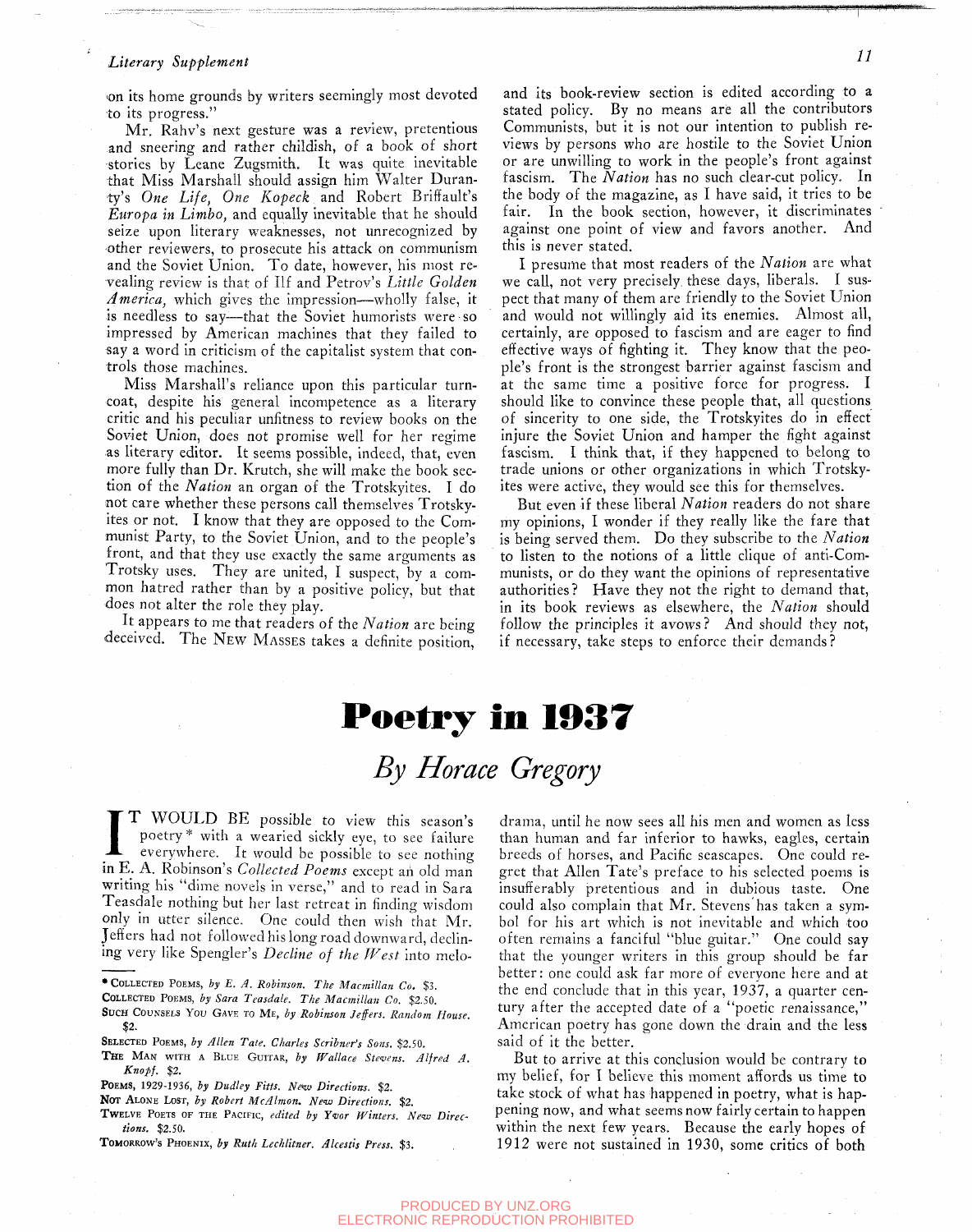on its home grounds by writers seemingly most devoted to its progress."

Mr. Rahv's next gesture was a review, pretentious and sneering and rather childish, of a book of short stories by Leane Zugsmith. It was quite inevitable that Miss Marshall should assign him Walter Duranty's *One Life, One Kopeck* and Robert Briffault's *Europa in Limbo*, and equally inevitable that he should seize upon literary weaknesses, not unrecognized by other reviewers, to prosecute his attack on communism and the Soviet Union. To date, however, his most revealing review is that of Ilf and Petrov's *Little Golden America*, which gives the impression—wholly false, it is needless to say—that the Soviet humorists were so impressed by American machines that they failed to say a word in criticism of the capitalist system that controls those machines.

Miss Marshall's reliance upon this particular turncoat, despite his general incompetence as a literary critic and his peculiar unfitness to review books on the Soviet Union, does not promise well for her regime as literary editor. It seems possible, indeed, that, even more fully than Dr. Krutch, she will make the book section of the *Nation* an organ of the Trotskyites. I do not care whether these persons call themselves Trotskyites or not. I know that they are opposed to the Communist Party, to the Soviet Union, and to the people's front, and that they use exactly the same arguments as Trotsky uses. They are united, I suspect, by a common hatred rather than by a positive policy, but that does not alter the role they play.

It appears to me that readers of the *Nation* are being deceived. The NEW MASSES takes a definite position, and its book-review section is edited according to a stated policy. By no means are all the contributors Communists, but it is not our intention to publish reviews by persons who are hostile to the Soviet Union or are unwilling to work in the people's front against fascism. The *Nation* has no such clear-cut policy. In the body of the magazine, as I have said, it tries to be fair. In the book section, however, it discriminates against one point of view and favors another. And this is never stated.

I presume that most readers of the *Nation* are what we call, not very precisely these days, liberals. I suspect that many of them are friendly to the Soviet Union and would not willingly aid its enemies. Almost all, certainly, are opposed to fascism and are eager to find effective ways of fighting it. They know that the people's front is the strongest barrier against fascism and at the same time a positive force for progress. I should like to convince these people that, all questions of sincerity to one side, the Trotskyites do in effect injure the Soviet Union and hamper the fight against fascism. I think that, if they happened to belong to trade unions or other organizations in which Trotskyites were active, they would see this for themselves.

But even if these liberal *Nation* readers do not share my opinions, I wonder if they really like the fare that is being served them. Do they subscribe to the *Nation* to listen to the notions of a little clique of anti-Communists, or do they want the opinions of representative authorities? Have they not the right to demand that, in its book reviews as elsewhere, the *Nation* should follow the principles it avows? And should they not, if necessary, take steps to enforce their demands?

# Poetry in 1937

## *By Horace Gregory*

IT WOULD BE possible to view this season's poetry* with a wearied sickly eye, to see failure everywhere. It would be possible to see nothing in E. A. Robinson's *Collected Poems* except an old man writing his "dime novels in verse," and to read in Sara Teasdale nothing but her last retreat in finding wisdom only in utter silence. One could then wish that Mr. Jeffers had not followed his long road downward, declining very like Spengler's *Decline of the West* into melodrama, until he now sees all his men and women as less than human and far inferior to hawks, eagles, certain breeds of horses, and Pacific seascapes. One could regret that Allen Tate's preface to his selected poems is insufferably pretentious and in dubious taste. One could also complain that Mr. Stevens has taken a symbol for his art which is not inevitable and which too often remains a fanciful "blue guitar." One could say that the younger writers in this group should be far better: one could ask far more of everyone here and at the end conclude that in this year, 1937, a quarter century after the accepted date of a "poetic renaissance," American poetry has gone down the drain and the less said of it the better.

But to arrive at this conclusion would be contrary to my belief, for I believe this moment affords us time to take stock of what has happened in poetry, what is happening now, and what seems now fairly certain to happen within the next few years. Because the early hopes of 1912 were not sustained in 1930, some critics of both

---

* COLLECTED POEMS, *by E. A. Robinson. The Macmillan Co.* $3.
COLLECTED POEMS, *by Sara Teasdale. The Macmillan Co.* $2.50.
SUCH COUNSELS YOU GAVE TO ME, *by Robinson Jeffers. Random House.* $2.
SELECTED POEMS, *by Allen Tate. Charles Scribner's Sons.* $2.50.
THE MAN WITH A BLUE GUITAR, *by Wallace Stevens. Alfred A. Knopf.* $2.
POEMS, 1929-1936, *by Dudley Fitts. New Directions.* $2.
NOT ALONE LOST, *by Robert McAlmon. New Directions.* $2.
TWELVE POETS OF THE PACIFIC, *edited by Yvor Winters. New Directions.* $2.50.
TOMORROW'S PHOENIX, *by Ruth Lechlitner. Alcestis Press.* $3.